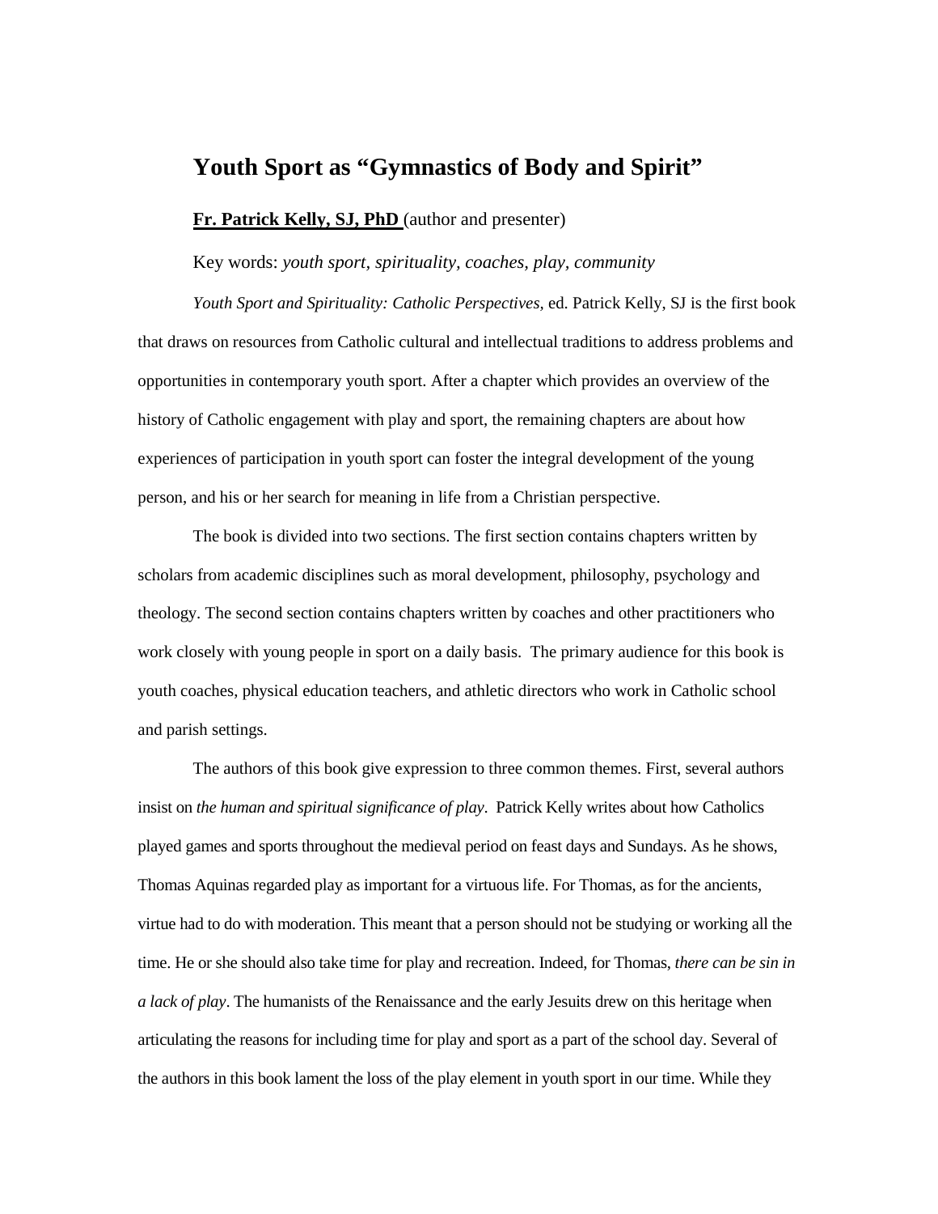# Youth Sport as "Gymnastics of Body and Spirit"

**Fr. Patrick Kelly, SJ, PhD** (author and presenter)

Key words: *youth sport, spirituality, coaches, play, community*

*Youth Sport and Spirituality: Catholic Perspectives,* ed. Patrick Kelly, SJ is the first book that draws on resources from Catholic cultural and intellectual traditions to address problems and opportunities in contemporary youth sport. After a chapter which provides an overview of the history of Catholic engagement with play and sport, the remaining chapters are about how experiences of participation in youth sport can foster the integral development of the young person, and his or her search for meaning in life from a Christian perspective.

The book is divided into two sections. The first section contains chapters written by scholars from academic disciplines such as moral development, philosophy, psychology and theology. The second section contains chapters written by coaches and other practitioners who work closely with young people in sport on a daily basis. The primary audience for this book is youth coaches, physical education teachers, and athletic directors who work in Catholic school and parish settings.

The authors of this book give expression to three common themes. First, several authors insist on *the human and spiritual significance of play*. Patrick Kelly writes about how Catholics played games and sports throughout the medieval period on feast days and Sundays. As he shows, Thomas Aquinas regarded play as important for a virtuous life. For Thomas, as for the ancients, virtue had to do with moderation. This meant that a person should not be studying or working all the time. He or she should also take time for play and recreation. Indeed, for Thomas, *there can be sin in a lack of play*. The humanists of the Renaissance and the early Jesuits drew on this heritage when articulating the reasons for including time for play and sport as a part of the school day. Several of the authors in this book lament the loss of the play element in youth sport in our time. While they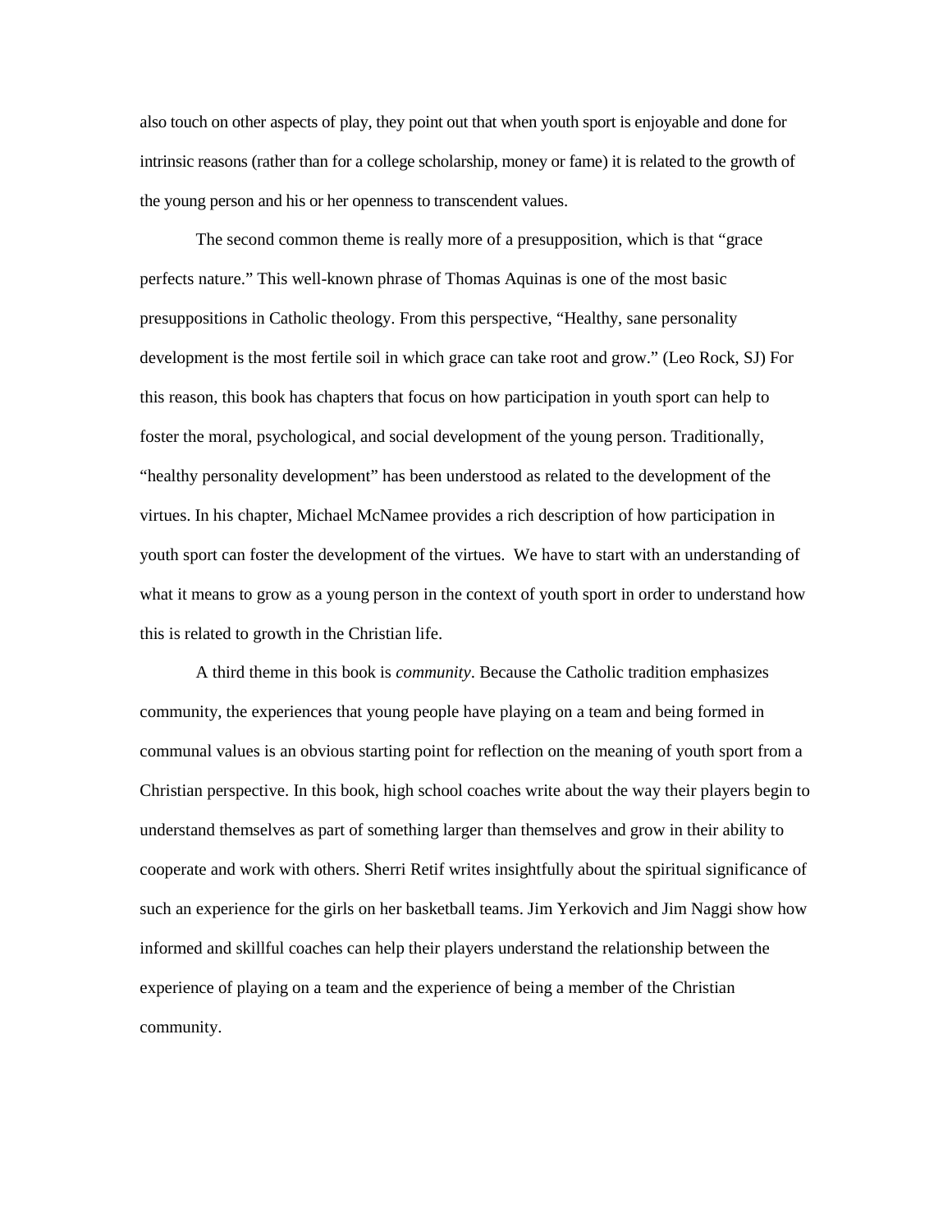also touch on other aspects of play, they point out that when youth sport is enjoyable and done for intrinsic reasons (rather than for a college scholarship, money or fame) it is related to the growth of the young person and his or her openness to transcendent values.

The second common theme is really more of a presupposition, which is that "grace perfects nature." This well-known phrase of Thomas Aquinas is one of the most basic presuppositions in Catholic theology. From this perspective, "Healthy, sane personality development is the most fertile soil in which grace can take root and grow." (Leo Rock, SJ) For this reason, this book has chapters that focus on how participation in youth sport can help to foster the moral, psychological, and social development of the young person. Traditionally, "healthy personality development" has been understood as related to the development of the virtues. In his chapter, Michael McNamee provides a rich description of how participation in youth sport can foster the development of the virtues. We have to start with an understanding of what it means to grow as a young person in the context of youth sport in order to understand how this is related to growth in the Christian life.

A third theme in this book is *community*. Because the Catholic tradition emphasizes community, the experiences that young people have playing on a team and being formed in communal values is an obvious starting point for reflection on the meaning of youth sport from a Christian perspective. In this book, high school coaches write about the way their players begin to understand themselves as part of something larger than themselves and grow in their ability to cooperate and work with others. Sherri Retif writes insightfully about the spiritual significance of such an experience for the girls on her basketball teams. Jim Yerkovich and Jim Naggi show how informed and skillful coaches can help their players understand the relationship between the experience of playing on a team and the experience of being a member of the Christian community.